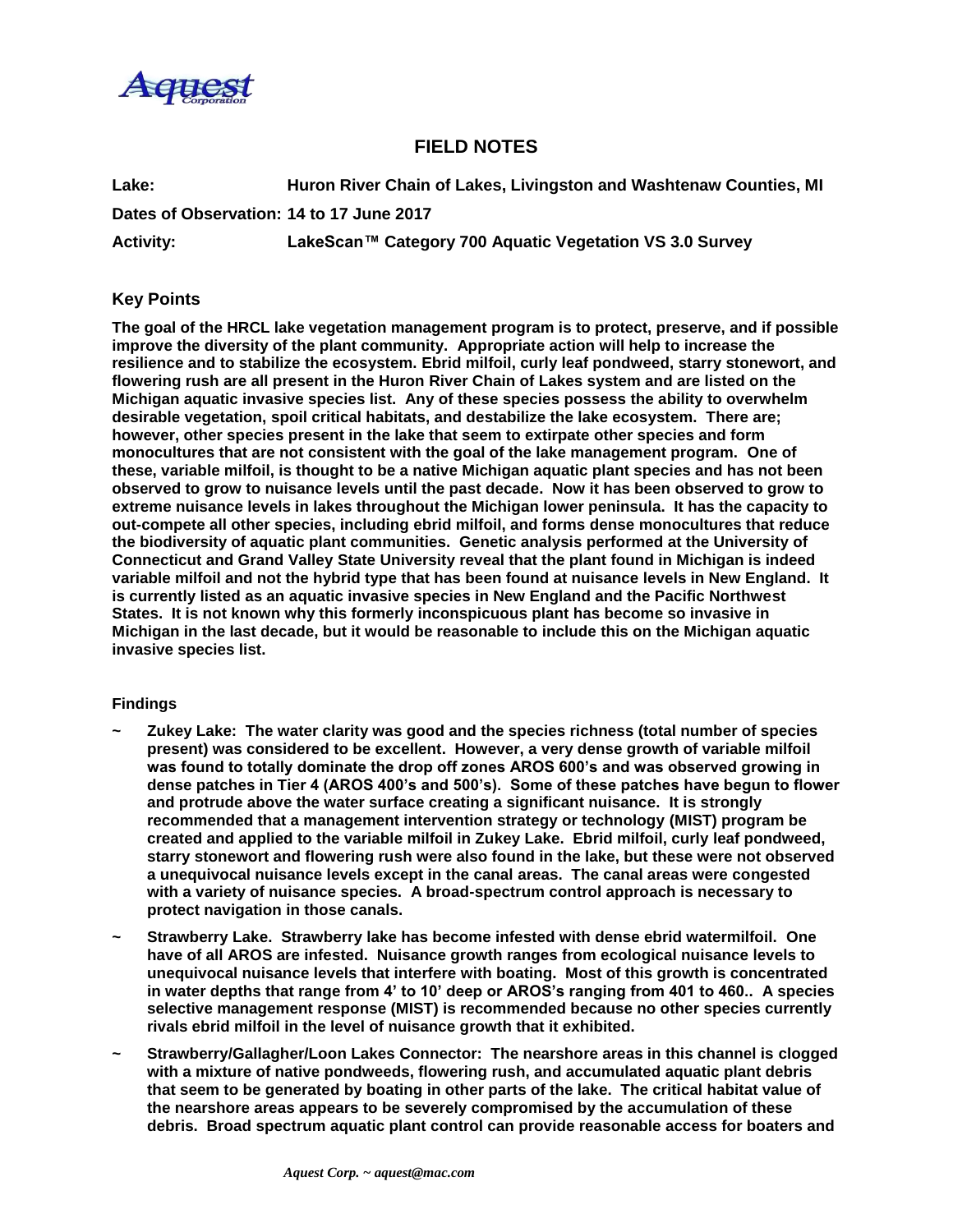# FIELD NOTES

**Lake:** Huron River Chain of Lakes, Livingston and Washtenaw Counties, MI

**Dates of Observation:** 14 to 17 June 2017

**Activity:** LakeScan™ Category 700 Aquatic Vegetation VS 3.0 Survey

## Key Points

**The goal of the HRCL lake vegetation management program is to protect, preserve, and if possible improve the diversity of the plant community. Appropriate action will help to increase the resilience and to stabilize the ecosystem. Ebrid milfoil, curly leaf pondweed, starry stonewort, and flowering rush are all present in the Huron River Chain of Lakes system and are listed on the Michigan aquatic invasive species list. Any of these species possess the ability to overwhelm desirable vegetation, spoil critical habitats, and destabilize the lake ecosystem. There are; however, other species present in the lake that seem to extirpate other species and form monocultures that are not consistent with the goal of the lake management program. One of these, variable milfoil, is thought to be a native Michigan aquatic plant species and has not been observed to grow to nuisance levels until the past decade. Now it has been observed to grow to extreme nuisance levels in lakes throughout the Michigan lower peninsula. It has the capacity to out-compete all other species, including ebrid milfoil, and forms dense monocultures that reduce the biodiversity of aquatic plant communities. Genetic analysis performed at the University of Connecticut and Grand Valley State University reveal that the plant found in Michigan is indeed variable milfoil and not the hybrid type that has been found at nuisance levels in New England. It is currently listed as an aquatic invasive species in New England and the Pacific Northwest States. It is not known why this formerly inconspicuous plant has become so invasive in Michigan in the last decade, but it would be reasonable to include this on the Michigan aquatic invasive species list.**

### Findings

- **Zukey Lake: The water clarity was good and the species richness (total number of species present) was considered to be excellent. However, a very dense growth of variable milfoil was found to totally dominate the drop off zones AROS 600's and was observed growing in dense patches in Tier 4 (AROS 400's and 500's). Some of these patches have begun to flower and protrude above the water surface creating a significant nuisance. It is strongly recommended that a management intervention strategy or technology (MIST) program be created and applied to the variable milfoil in Zukey Lake. Ebrid milfoil, curly leaf pondweed, starry stonewort and flowering rush were also found in the lake, but these were not observed a unequivocal nuisance levels except in the canal areas. The canal areas were congested with a variety of nuisance species. A broad-spectrum control approach is necessary to protect navigation in those canals.**
- **Strawberry Lake. Strawberry lake has become infested with dense ebrid watermilfoil. One have of all AROS are infested. Nuisance growth ranges from ecological nuisance levels to unequivocal nuisance levels that interfere with boating. Most of this growth is concentrated in water depths that range from 4' to 10' deep or AROS's ranging from 401 to 460.. A species selective management response (MIST) is recommended because no other species currently rivals ebrid milfoil in the level of nuisance growth that it exhibited.**
- **Strawberry/Gallagher/Loon Lakes Connector: The nearshore areas in this channel is clogged with a mixture of native pondweeds, flowering rush, and accumulated aquatic plant debris that seem to be generated by boating in other parts of the lake. The critical habitat value of the nearshore areas appears to be severely compromised by the accumulation of these debris. Broad spectrum aquatic plant control can provide reasonable access for boaters and**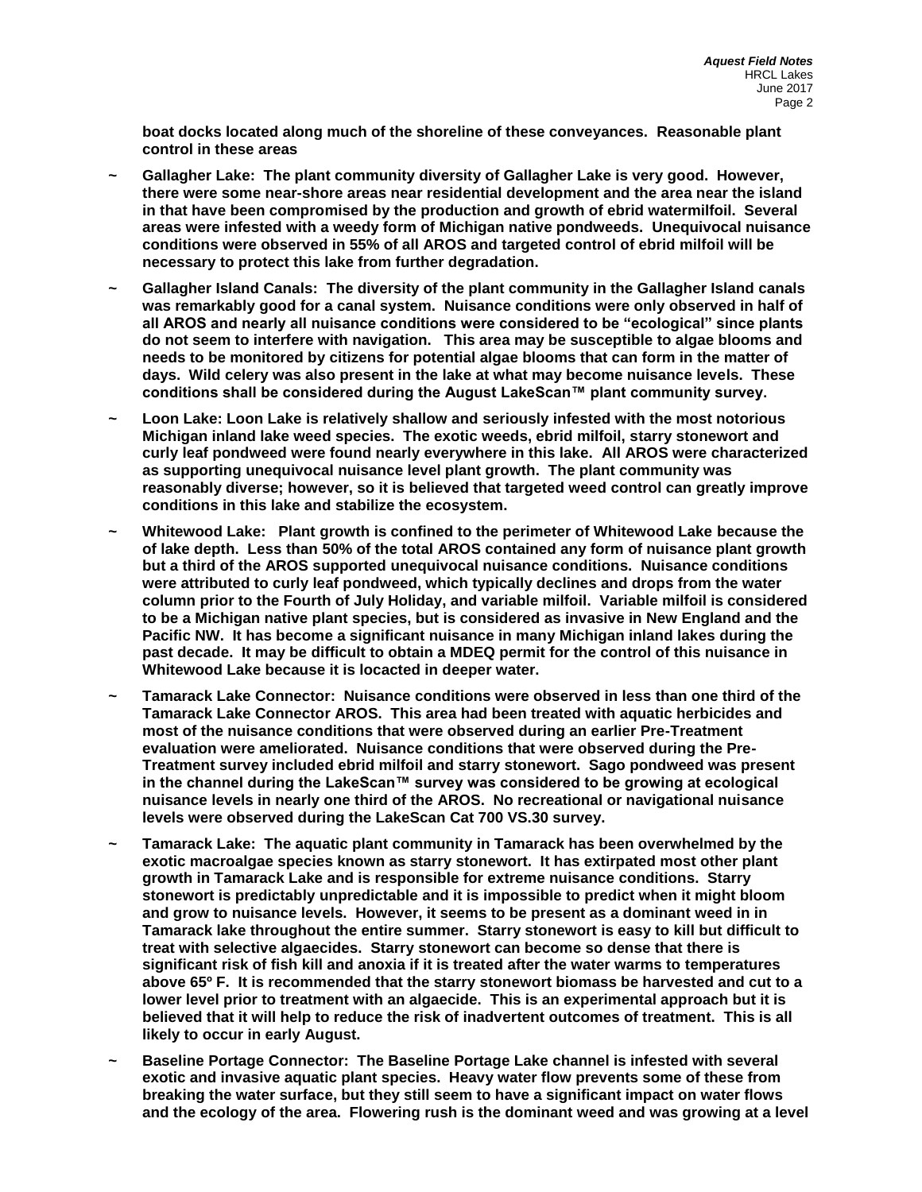**boat docks located along much of the shoreline of these conveyances. Reasonable plant control in these areas**

- **Gallagher Lake: The plant community diversity of Gallagher Lake is very good. However, there were some near-shore areas near residential development and the area near the island in that have been compromised by the production and growth of ebrid watermilfoil. Several areas were infested with a weedy form of Michigan native pondweeds. Unequivocal nuisance conditions were observed in 55% of all AROS and targeted control of ebrid milfoil will be necessary to protect this lake from further degradation.**

- **Gallagher Island Canals: The diversity of the plant community in the Gallagher Island canals was remarkably good for a canal system. Nuisance conditions were only observed in half of all AROS and nearly all nuisance conditions were considered to be "ecological" since plants do not seem to interfere with navigation. This area may be susceptible to algae blooms and needs to be monitored by citizens for potential algae blooms that can form in the matter of days. Wild celery was also present in the lake at what may become nuisance levels. These conditions shall be considered during the August LakeScan™ plant community survey.**

- **Loon Lake: Loon Lake is relatively shallow and seriously infested with the most notorious Michigan inland lake weed species. The exotic weeds, ebrid milfoil, starry stonewort and curly leaf pondweed were found nearly everywhere in this lake. All AROS were characterized as supporting unequivocal nuisance level plant growth. The plant community was reasonably diverse; however, so it is believed that targeted weed control can greatly improve conditions in this lake and stabilize the ecosystem.**

- **Whitewood Lake: Plant growth is confined to the perimeter of Whitewood Lake because the of lake depth. Less than 50% of the total AROS contained any form of nuisance plant growth but a third of the AROS supported unequivocal nuisance conditions. Nuisance conditions were attributed to curly leaf pondweed, which typically declines and drops from the water column prior to the Fourth of July Holiday, and variable milfoil. Variable milfoil is considered to be a Michigan native plant species, but is considered as invasive in New England and the Pacific NW. It has become a significant nuisance in many Michigan inland lakes during the past decade. It may be difficult to obtain a MDEQ permit for the control of this nuisance in Whitewood Lake because it is locacted in deeper water.**

- **Tamarack Lake Connector: Nuisance conditions were observed in less than one third of the Tamarack Lake Connector AROS. This area had been treated with aquatic herbicides and most of the nuisance conditions that were observed during an earlier Pre-Treatment evaluation were ameliorated. Nuisance conditions that were observed during the Pre-Treatment survey included ebrid milfoil and starry stonewort. Sago pondweed was present in the channel during the LakeScan™ survey was considered to be growing at ecological nuisance levels in nearly one third of the AROS. No recreational or navigational nuisance levels were observed during the LakeScan Cat 700 VS.30 survey.**

- **Tamarack Lake: The aquatic plant community in Tamarack has been overwhelmed by the exotic macroalgae species known as starry stonewort. It has extirpated most other plant growth in Tamarack Lake and is responsible for extreme nuisance conditions. Starry stonewort is predictably unpredictable and it is impossible to predict when it might bloom and grow to nuisance levels. However, it seems to be present as a dominant weed in in Tamarack lake throughout the entire summer. Starry stonewort is easy to kill but difficult to treat with selective algaecides. Starry stonewort can become so dense that there is significant risk of fish kill and anoxia if it is treated after the water warms to temperatures above 65º F. It is recommended that the starry stonewort biomass be harvested and cut to a lower level prior to treatment with an algaecide. This is an experimental approach but it is believed that it will help to reduce the risk of inadvertent outcomes of treatment. This is all likely to occur in early August.**

- **Baseline Portage Connector: The Baseline Portage Lake channel is infested with several exotic and invasive aquatic plant species. Heavy water flow prevents some of these from breaking the water surface, but they still seem to have a significant impact on water flows and the ecology of the area. Flowering rush is the dominant weed and was growing at a level**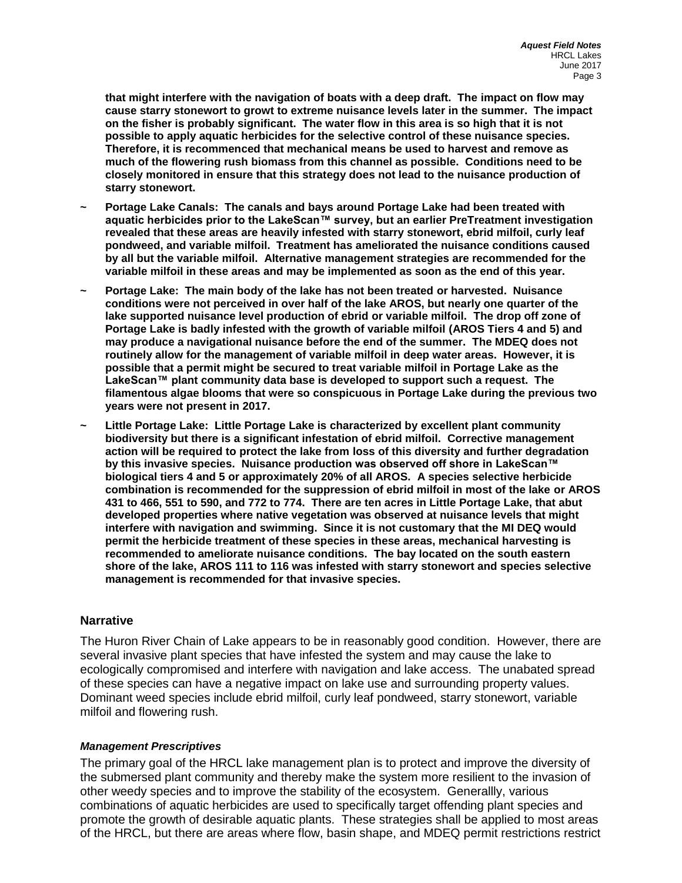**that might interfere with the navigation of boats with a deep draft. The impact on flow may cause starry stonewort to growt to extreme nuisance levels later in the summer. The impact on the fisher is probably significant. The water flow in this area is so high that it is not possible to apply aquatic herbicides for the selective control of these nuisance species. Therefore, it is recommenced that mechanical means be used to harvest and remove as much of the flowering rush biomass from this channel as possible. Conditions need to be closely monitored in ensure that this strategy does not lead to the nuisance production of starry stonewort.**

~ **Portage Lake Canals: The canals and bays around Portage Lake had been treated with aquatic herbicides prior to the LakeScan™ survey, but an earlier PreTreatment investigation revealed that these areas are heavily infested with starry stonewort, ebrid milfoil, curly leaf pondweed, and variable milfoil. Treatment has ameliorated the nuisance conditions caused by all but the variable milfoil. Alternative management strategies are recommended for the variable milfoil in these areas and may be implemented as soon as the end of this year.**

~ **Portage Lake: The main body of the lake has not been treated or harvested. Nuisance conditions were not perceived in over half of the lake AROS, but nearly one quarter of the lake supported nuisance level production of ebrid or variable milfoil. The drop off zone of Portage Lake is badly infested with the growth of variable milfoil (AROS Tiers 4 and 5) and may produce a navigational nuisance before the end of the summer. The MDEQ does not routinely allow for the management of variable milfoil in deep water areas. However, it is possible that a permit might be secured to treat variable milfoil in Portage Lake as the LakeScan™ plant community data base is developed to support such a request. The filamentous algae blooms that were so conspicuous in Portage Lake during the previous two years were not present in 2017.**

~ **Little Portage Lake: Little Portage Lake is characterized by excellent plant community biodiversity but there is a significant infestation of ebrid milfoil. Corrective management action will be required to protect the lake from loss of this diversity and further degradation by this invasive species. Nuisance production was observed off shore in LakeScan™ biological tiers 4 and 5 or approximately 20% of all AROS. A species selective herbicide combination is recommended for the suppression of ebrid milfoil in most of the lake or AROS 431 to 466, 551 to 590, and 772 to 774. There are ten acres in Little Portage Lake, that abut developed properties where native vegetation was observed at nuisance levels that might interfere with navigation and swimming. Since it is not customary that the MI DEQ would permit the herbicide treatment of these species in these areas, mechanical harvesting is recommended to ameliorate nuisance conditions. The bay located on the south eastern shore of the lake, AROS 111 to 116 was infested with starry stonewort and species selective management is recommended for that invasive species.**

## Narrative

The Huron River Chain of Lake appears to be in reasonably good condition. However, there are several invasive plant species that have infested the system and may cause the lake to ecologically compromised and interfere with navigation and lake access. The unabated spread of these species can have a negative impact on lake use and surrounding property values. Dominant weed species include ebrid milfoil, curly leaf pondweed, starry stonewort, variable milfoil and flowering rush.

### *Management Prescriptives*

The primary goal of the HRCL lake management plan is to protect and improve the diversity of the submersed plant community and thereby make the system more resilient to the invasion of other weedy species and to improve the stability of the ecosystem. Generallly, various combinations of aquatic herbicides are used to specifically target offending plant species and promote the growth of desirable aquatic plants. These strategies shall be applied to most areas of the HRCL, but there are areas where flow, basin shape, and MDEQ permit restrictions restrict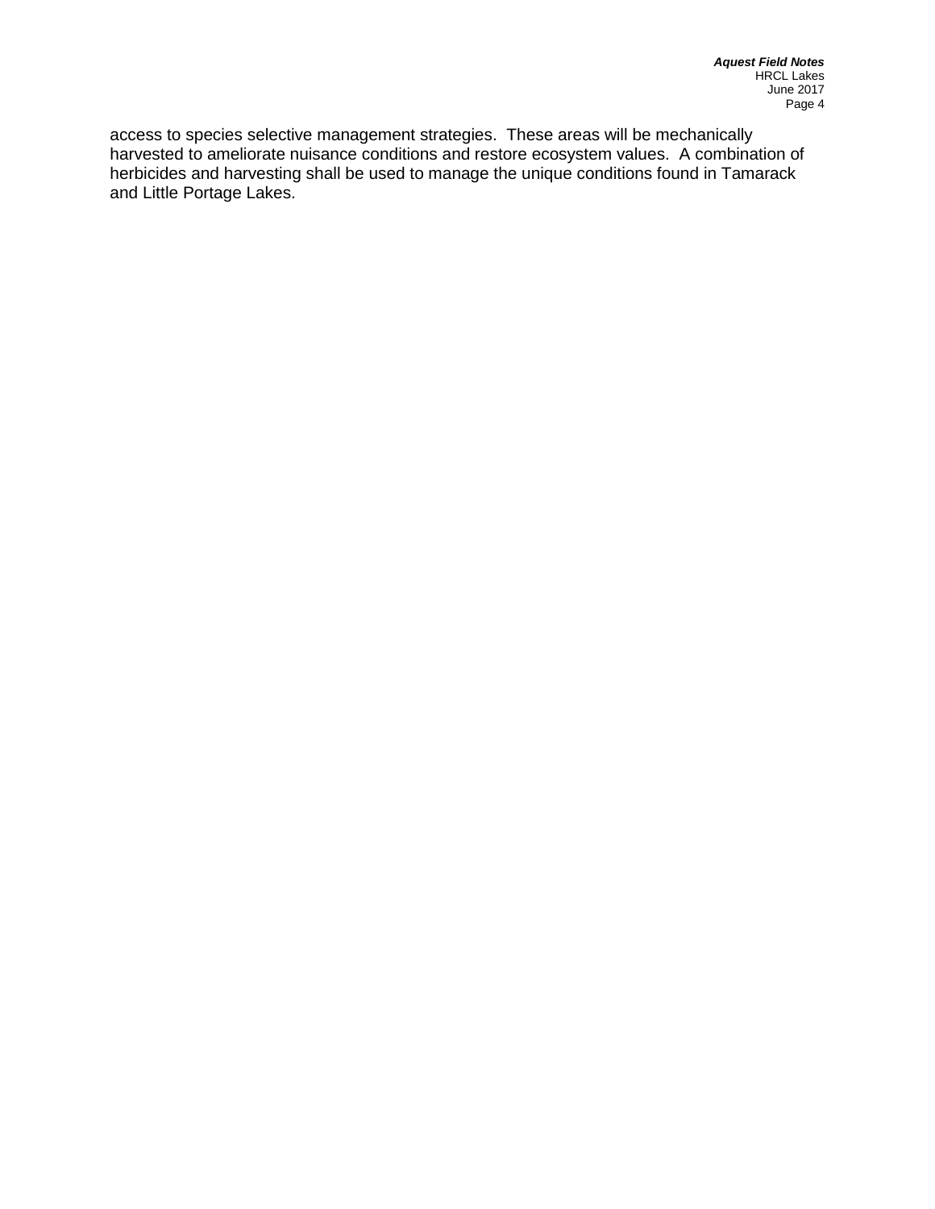access to species selective management strategies. These areas will be mechanically harvested to ameliorate nuisance conditions and restore ecosystem values. A combination of herbicides and harvesting shall be used to manage the unique conditions found in Tamarack and Little Portage Lakes.